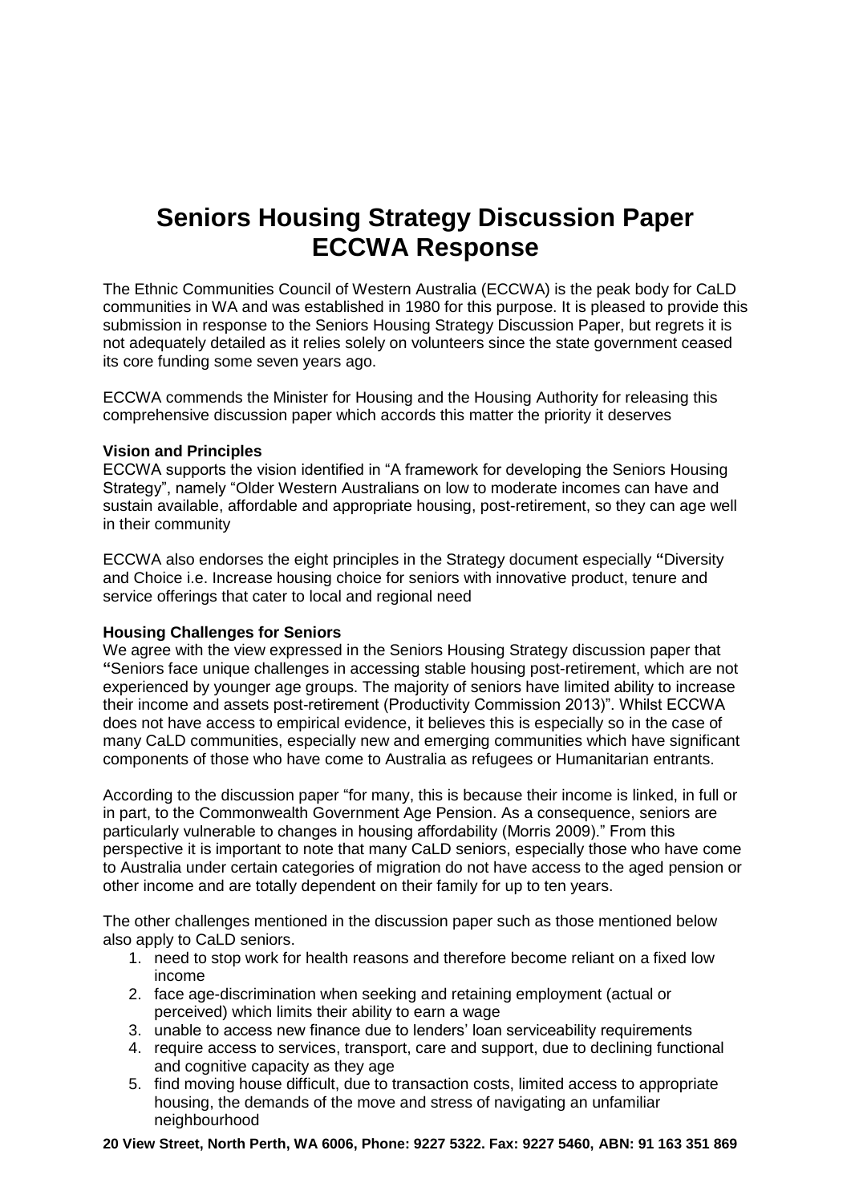# Seniors Housing Strategy Discussion Paper
# ECCWA Response

The Ethnic Communities Council of Western Australia (ECCWA) is the peak body for CaLD communities in WA and was established in 1980 for this purpose. It is pleased to provide this submission in response to the Seniors Housing Strategy Discussion Paper, but regrets it is not adequately detailed as it relies solely on volunteers since the state government ceased its core funding some seven years ago.

ECCWA commends the Minister for Housing and the Housing Authority for releasing this comprehensive discussion paper which accords this matter the priority it deserves

**Vision and Principles**

ECCWA supports the vision identified in "A framework for developing the Seniors Housing Strategy", namely "Older Western Australians on low to moderate incomes can have and sustain available, affordable and appropriate housing, post-retirement, so they can age well in their community

ECCWA also endorses the eight principles in the Strategy document especially **"**Diversity and Choice i.e. Increase housing choice for seniors with innovative product, tenure and service offerings that cater to local and regional need

**Housing Challenges for Seniors**

We agree with the view expressed in the Seniors Housing Strategy discussion paper that **"**Seniors face unique challenges in accessing stable housing post-retirement, which are not experienced by younger age groups. The majority of seniors have limited ability to increase their income and assets post-retirement (Productivity Commission 2013)". Whilst ECCWA does not have access to empirical evidence, it believes this is especially so in the case of many CaLD communities, especially new and emerging communities which have significant components of those who have come to Australia as refugees or Humanitarian entrants.

According to the discussion paper "for many, this is because their income is linked, in full or in part, to the Commonwealth Government Age Pension. As a consequence, seniors are particularly vulnerable to changes in housing affordability (Morris 2009)." From this perspective it is important to note that many CaLD seniors, especially those who have come to Australia under certain categories of migration do not have access to the aged pension or other income and are totally dependent on their family for up to ten years.

The other challenges mentioned in the discussion paper such as those mentioned below also apply to CaLD seniors.

1. need to stop work for health reasons and therefore become reliant on a fixed low income
2. face age-discrimination when seeking and retaining employment (actual or perceived) which limits their ability to earn a wage
3. unable to access new finance due to lenders' loan serviceability requirements
4. require access to services, transport, care and support, due to declining functional and cognitive capacity as they age
5. find moving house difficult, due to transaction costs, limited access to appropriate housing, the demands of the move and stress of navigating an unfamiliar neighbourhood

**20 View Street, North Perth, WA 6006, Phone: 9227 5322. Fax: 9227 5460, ABN: 91 163 351 869**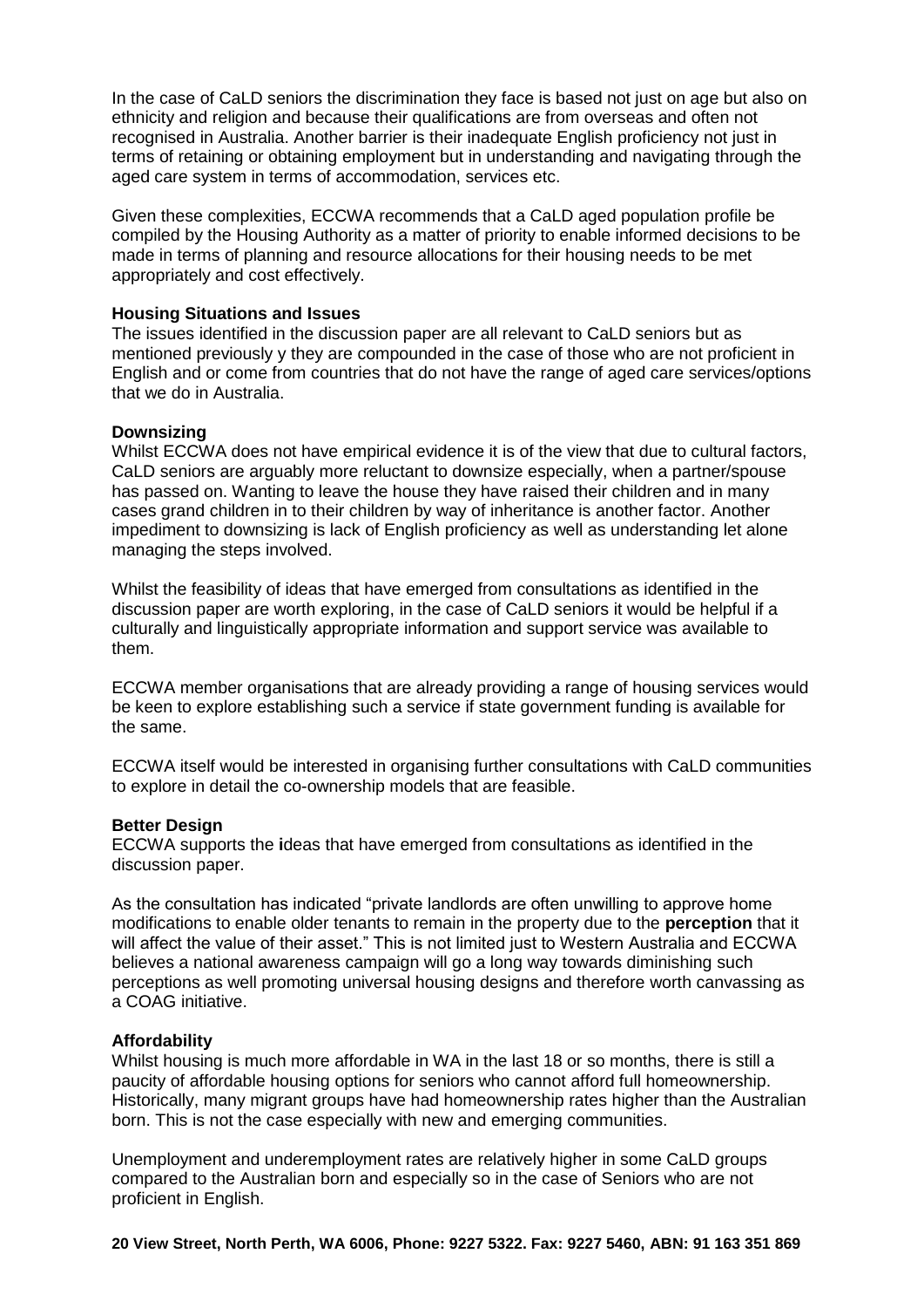In the case of CaLD seniors the discrimination they face is based not just on age but also on ethnicity and religion and because their qualifications are from overseas and often not recognised in Australia. Another barrier is their inadequate English proficiency not just in terms of retaining or obtaining employment but in understanding and navigating through the aged care system in terms of accommodation, services etc.

Given these complexities, ECCWA recommends that a CaLD aged population profile be compiled by the Housing Authority as a matter of priority to enable informed decisions to be made in terms of planning and resource allocations for their housing needs to be met appropriately and cost effectively.

**Housing Situations and Issues**

The issues identified in the discussion paper are all relevant to CaLD seniors but as mentioned previously y they are compounded in the case of those who are not proficient in English and or come from countries that do not have the range of aged care services/options that we do in Australia.

**Downsizing**

Whilst ECCWA does not have empirical evidence it is of the view that due to cultural factors, CaLD seniors are arguably more reluctant to downsize especially, when a partner/spouse has passed on. Wanting to leave the house they have raised their children and in many cases grand children in to their children by way of inheritance is another factor. Another impediment to downsizing is lack of English proficiency as well as understanding let alone managing the steps involved.

Whilst the feasibility of ideas that have emerged from consultations as identified in the discussion paper are worth exploring, in the case of CaLD seniors it would be helpful if a culturally and linguistically appropriate information and support service was available to them.

ECCWA member organisations that are already providing a range of housing services would be keen to explore establishing such a service if state government funding is available for the same.

ECCWA itself would be interested in organising further consultations with CaLD communities to explore in detail the co-ownership models that are feasible.

**Better Design**

ECCWA supports the ideas that have emerged from consultations as identified in the discussion paper.

As the consultation has indicated "private landlords are often unwilling to approve home modifications to enable older tenants to remain in the property due to the **perception** that it will affect the value of their asset." This is not limited just to Western Australia and ECCWA believes a national awareness campaign will go a long way towards diminishing such perceptions as well promoting universal housing designs and therefore worth canvassing as a COAG initiative.

**Affordability**

Whilst housing is much more affordable in WA in the last 18 or so months, there is still a paucity of affordable housing options for seniors who cannot afford full homeownership. Historically, many migrant groups have had homeownership rates higher than the Australian born. This is not the case especially with new and emerging communities.

Unemployment and underemployment rates are relatively higher in some CaLD groups compared to the Australian born and especially so in the case of Seniors who are not proficient in English.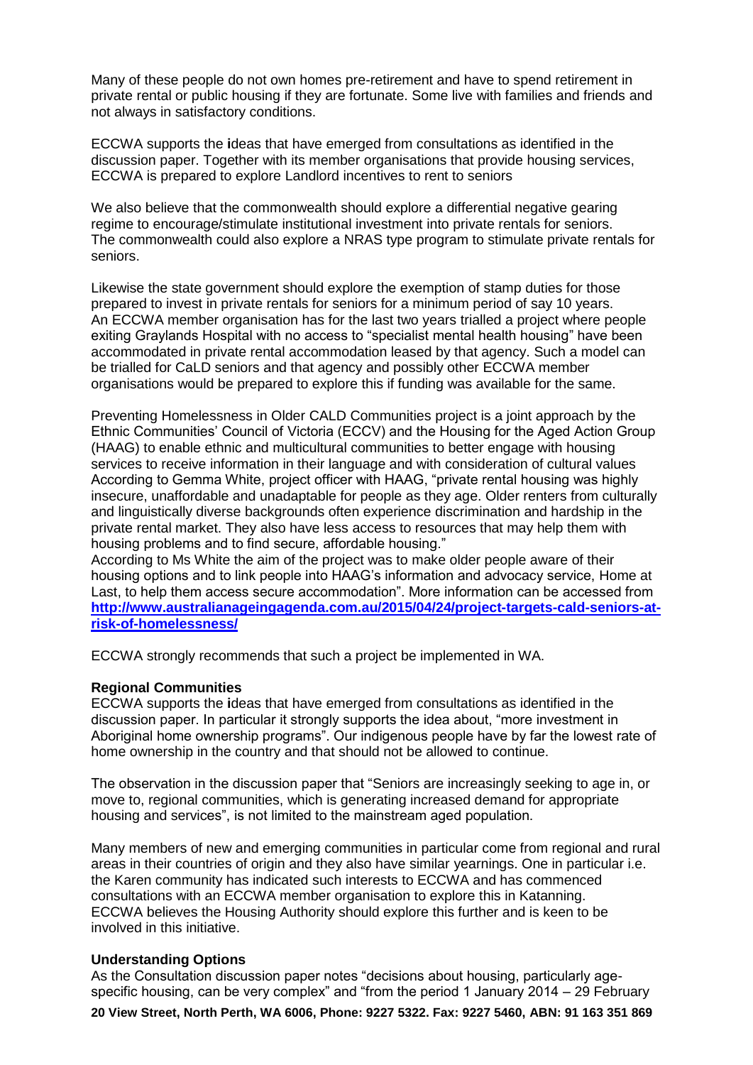Many of these people do not own homes pre-retirement and have to spend retirement in private rental or public housing if they are fortunate. Some live with families and friends and not always in satisfactory conditions.

ECCWA supports the **i**deas that have emerged from consultations as identified in the discussion paper. Together with its member organisations that provide housing services, ECCWA is prepared to explore Landlord incentives to rent to seniors

We also believe that the commonwealth should explore a differential negative gearing regime to encourage/stimulate institutional investment into private rentals for seniors. The commonwealth could also explore a NRAS type program to stimulate private rentals for seniors.

Likewise the state government should explore the exemption of stamp duties for those prepared to invest in private rentals for seniors for a minimum period of say 10 years. An ECCWA member organisation has for the last two years trialled a project where people exiting Graylands Hospital with no access to "specialist mental health housing" have been accommodated in private rental accommodation leased by that agency. Such a model can be trialled for CaLD seniors and that agency and possibly other ECCWA member organisations would be prepared to explore this if funding was available for the same.

Preventing Homelessness in Older CALD Communities project is a joint approach by the Ethnic Communities' Council of Victoria (ECCV) and the Housing for the Aged Action Group (HAAG) to enable ethnic and multicultural communities to better engage with housing services to receive information in their language and with consideration of cultural values According to Gemma White, project officer with HAAG, "private rental housing was highly insecure, unaffordable and unadaptable for people as they age. Older renters from culturally and linguistically diverse backgrounds often experience discrimination and hardship in the private rental market. They also have less access to resources that may help them with housing problems and to find secure, affordable housing."
According to Ms White the aim of the project was to make older people aware of their housing options and to link people into HAAG's information and advocacy service, Home at Last, to help them access secure accommodation". More information can be accessed from **http://www.australianageingagenda.com.au/2015/04/24/project-targets-cald-seniors-at-risk-of-homelessness/**

ECCWA strongly recommends that such a project be implemented in WA.

**Regional Communities**
ECCWA supports the **i**deas that have emerged from consultations as identified in the discussion paper. In particular it strongly supports the idea about, "more investment in Aboriginal home ownership programs". Our indigenous people have by far the lowest rate of home ownership in the country and that should not be allowed to continue.

The observation in the discussion paper that "Seniors are increasingly seeking to age in, or move to, regional communities, which is generating increased demand for appropriate housing and services", is not limited to the mainstream aged population.

Many members of new and emerging communities in particular come from regional and rural areas in their countries of origin and they also have similar yearnings. One in particular i.e. the Karen community has indicated such interests to ECCWA and has commenced consultations with an ECCWA member organisation to explore this in Katanning. ECCWA believes the Housing Authority should explore this further and is keen to be involved in this initiative.

**Understanding Options**
As the Consultation discussion paper notes "decisions about housing, particularly age-specific housing, can be very complex" and "from the period 1 January 2014 – 29 February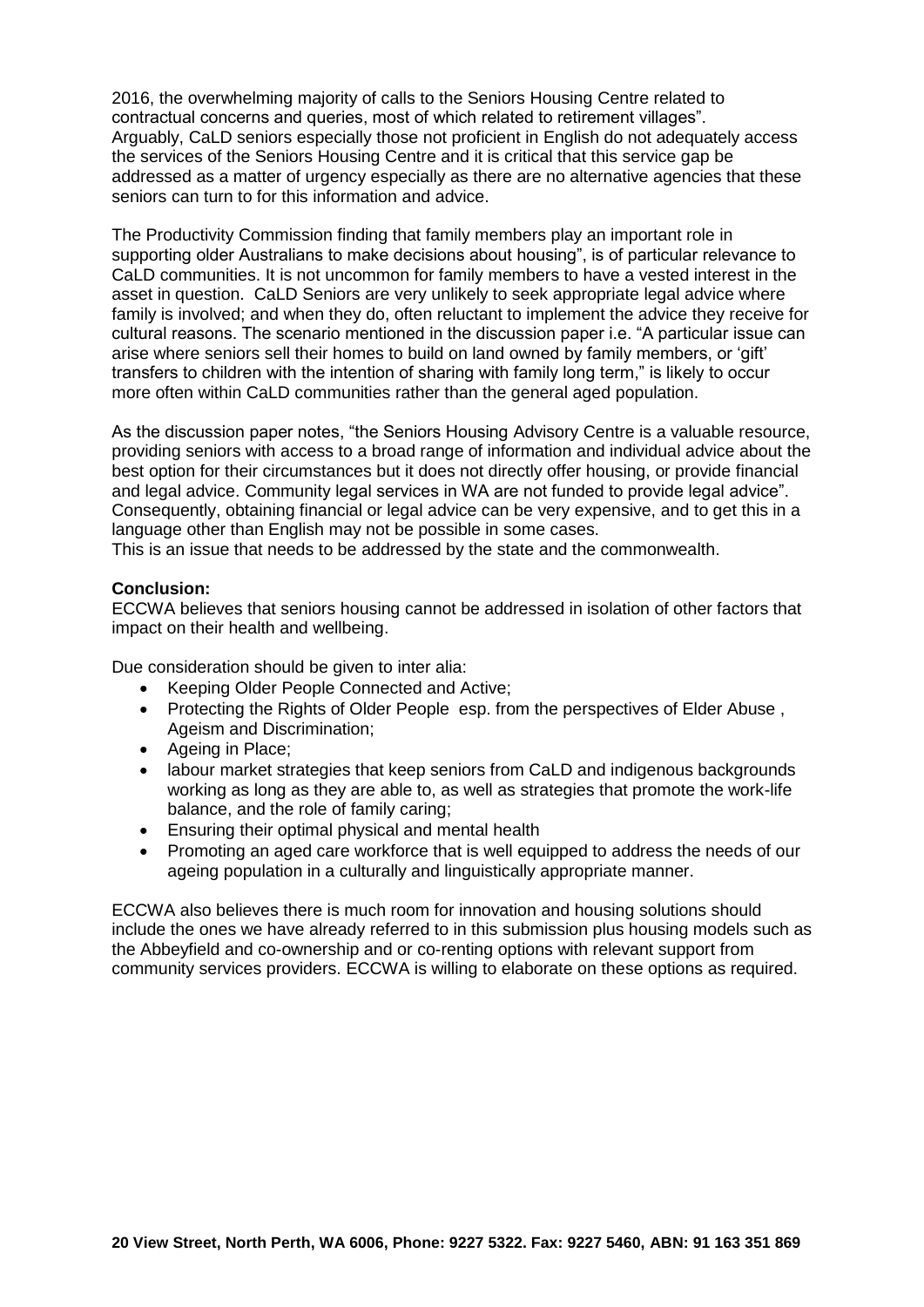2016, the overwhelming majority of calls to the Seniors Housing Centre related to contractual concerns and queries, most of which related to retirement villages". Arguably, CaLD seniors especially those not proficient in English do not adequately access the services of the Seniors Housing Centre and it is critical that this service gap be addressed as a matter of urgency especially as there are no alternative agencies that these seniors can turn to for this information and advice.

The Productivity Commission finding that family members play an important role in supporting older Australians to make decisions about housing", is of particular relevance to CaLD communities. It is not uncommon for family members to have a vested interest in the asset in question. CaLD Seniors are very unlikely to seek appropriate legal advice where family is involved; and when they do, often reluctant to implement the advice they receive for cultural reasons. The scenario mentioned in the discussion paper i.e. "A particular issue can arise where seniors sell their homes to build on land owned by family members, or 'gift' transfers to children with the intention of sharing with family long term," is likely to occur more often within CaLD communities rather than the general aged population.

As the discussion paper notes, "the Seniors Housing Advisory Centre is a valuable resource, providing seniors with access to a broad range of information and individual advice about the best option for their circumstances but it does not directly offer housing, or provide financial and legal advice. Community legal services in WA are not funded to provide legal advice". Consequently, obtaining financial or legal advice can be very expensive, and to get this in a language other than English may not be possible in some cases.
This is an issue that needs to be addressed by the state and the commonwealth.

**Conclusion:**
ECCWA believes that seniors housing cannot be addressed in isolation of other factors that impact on their health and wellbeing.

Due consideration should be given to inter alia:

- Keeping Older People Connected and Active;
- Protecting the Rights of Older People esp. from the perspectives of Elder Abuse , Ageism and Discrimination;
- Ageing in Place;
- labour market strategies that keep seniors from CaLD and indigenous backgrounds working as long as they are able to, as well as strategies that promote the work-life balance, and the role of family caring;
- Ensuring their optimal physical and mental health
- Promoting an aged care workforce that is well equipped to address the needs of our ageing population in a culturally and linguistically appropriate manner.

ECCWA also believes there is much room for innovation and housing solutions should include the ones we have already referred to in this submission plus housing models such as the Abbeyfield and co-ownership and or co-renting options with relevant support from community services providers. ECCWA is willing to elaborate on these options as required.